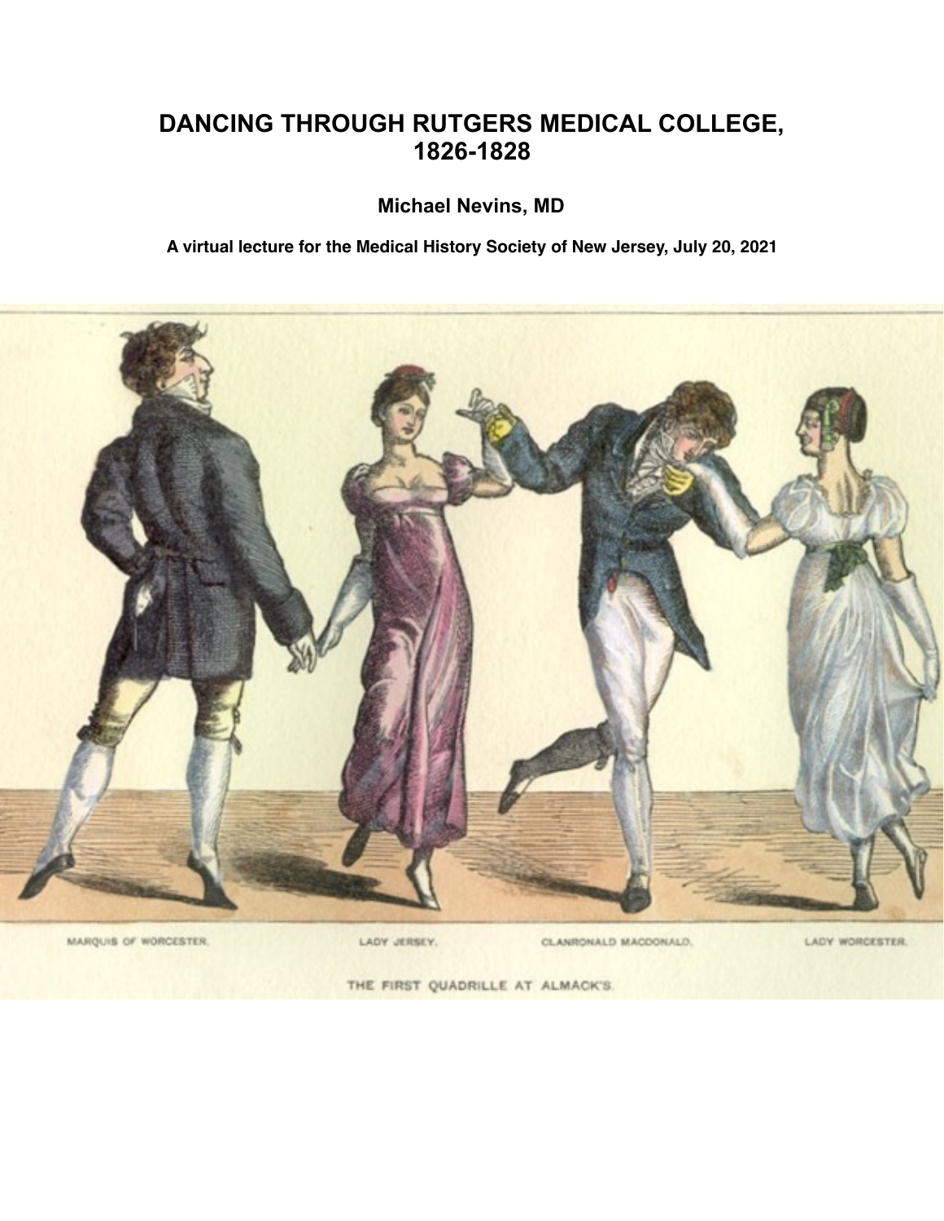# DANCING THROUGH RUTGERS MEDICAL COLLEGE, 1826-1828

**Michael Nevins, MD**

**A virtual lecture for the Medical History Society of New Jersey, July 20, 2021**

MARQUIS OF WORCESTER. LADY JERSEY. CLANRONALD MACDONALD. LADY WORCESTER.

THE FIRST QUADRILLE AT ALMACK'S.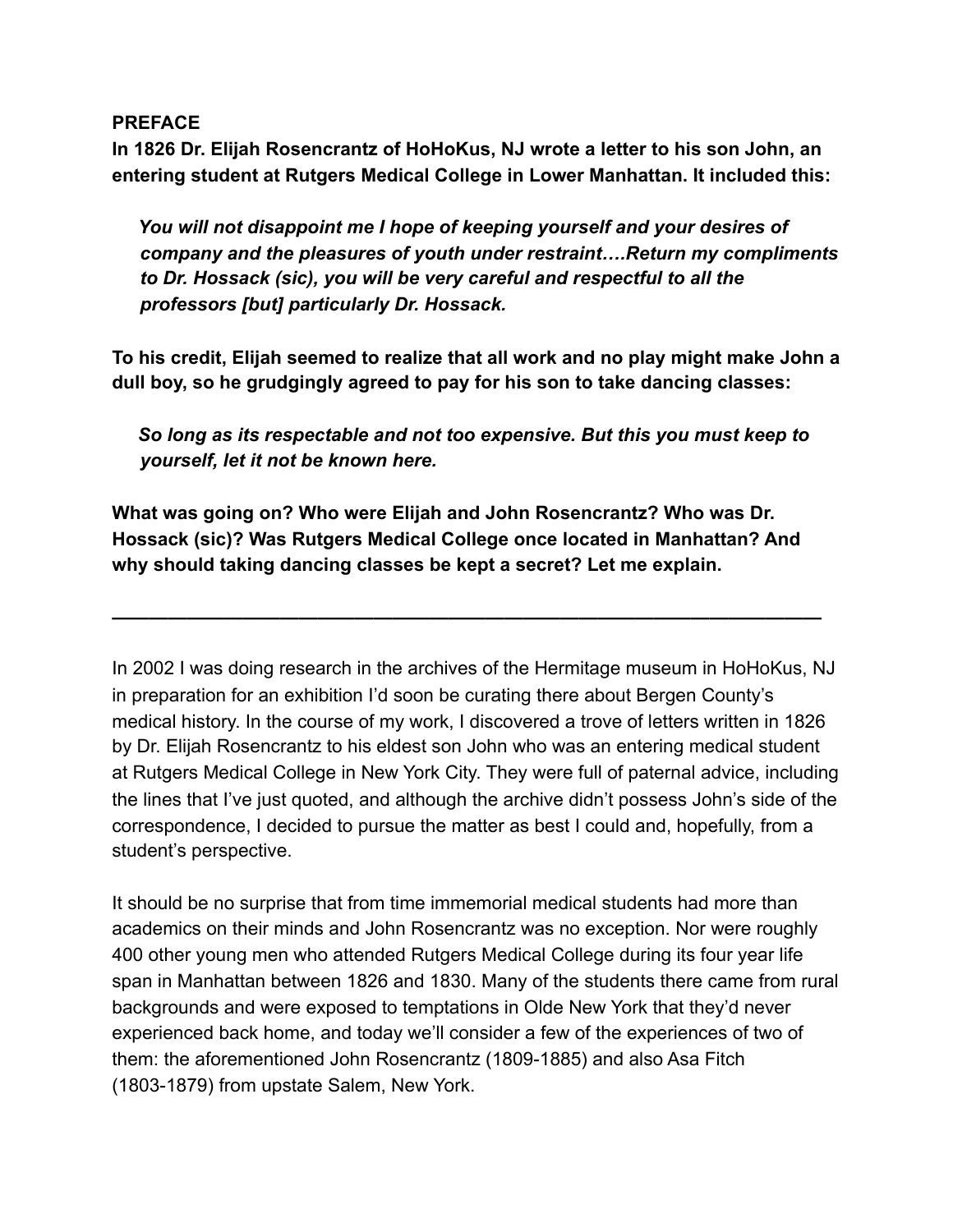**PREFACE**

**In 1826 Dr. Elijah Rosencrantz of HoHoKus, NJ wrote a letter to his son John, an entering student at Rutgers Medical College in Lower Manhattan. It included this:**

> ***You will not disappoint me I hope of keeping yourself and your desires of company and the pleasures of youth under restraint….Return my compliments to Dr. Hossack (sic), you will be very careful and respectful to all the professors [but] particularly Dr. Hossack.***

**To his credit, Elijah seemed to realize that all work and no play might make John a dull boy, so he grudgingly agreed to pay for his son to take dancing classes:**

> ***So long as its respectable and not too expensive. But this you must keep to yourself, let it not be known here.***

**What was going on? Who were Elijah and John Rosencrantz? Who was Dr. Hossack (sic)? Was Rutgers Medical College once located in Manhattan? And why should taking dancing classes be kept a secret? Let me explain.**

---

In 2002 I was doing research in the archives of the Hermitage museum in HoHoKus, NJ in preparation for an exhibition I'd soon be curating there about Bergen County's medical history. In the course of my work, I discovered a trove of letters written in 1826 by Dr. Elijah Rosencrantz to his eldest son John who was an entering medical student at Rutgers Medical College in New York City. They were full of paternal advice, including the lines that I've just quoted, and although the archive didn't possess John's side of the correspondence, I decided to pursue the matter as best I could and, hopefully, from a student's perspective.

It should be no surprise that from time immemorial medical students had more than academics on their minds and John Rosencrantz was no exception. Nor were roughly 400 other young men who attended Rutgers Medical College during its four year life span in Manhattan between 1826 and 1830. Many of the students there came from rural backgrounds and were exposed to temptations in Olde New York that they'd never experienced back home, and today we'll consider a few of the experiences of two of them: the aforementioned John Rosencrantz (1809-1885) and also Asa Fitch (1803-1879) from upstate Salem, New York.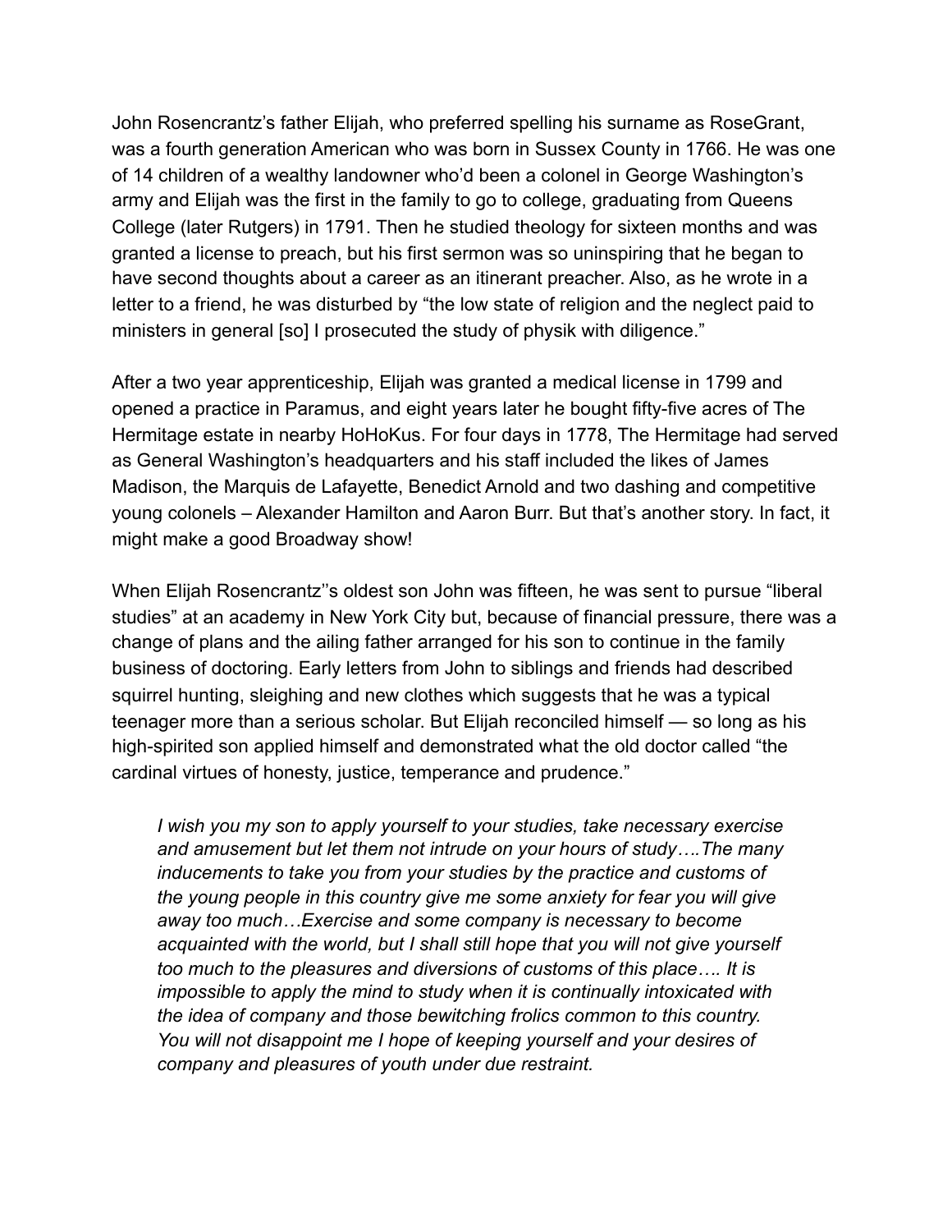John Rosencrantz's father Elijah, who preferred spelling his surname as RoseGrant, was a fourth generation American who was born in Sussex County in 1766. He was one of 14 children of a wealthy landowner who'd been a colonel in George Washington's army and Elijah was the first in the family to go to college, graduating from Queens College (later Rutgers) in 1791. Then he studied theology for sixteen months and was granted a license to preach, but his first sermon was so uninspiring that he began to have second thoughts about a career as an itinerant preacher. Also, as he wrote in a letter to a friend, he was disturbed by "the low state of religion and the neglect paid to ministers in general [so] I prosecuted the study of physik with diligence."

After a two year apprenticeship, Elijah was granted a medical license in 1799 and opened a practice in Paramus, and eight years later he bought fifty-five acres of The Hermitage estate in nearby HoHoKus. For four days in 1778, The Hermitage had served as General Washington's headquarters and his staff included the likes of James Madison, the Marquis de Lafayette, Benedict Arnold and two dashing and competitive young colonels – Alexander Hamilton and Aaron Burr. But that's another story. In fact, it might make a good Broadway show!

When Elijah Rosencrantz''s oldest son John was fifteen, he was sent to pursue "liberal studies" at an academy in New York City but, because of financial pressure, there was a change of plans and the ailing father arranged for his son to continue in the family business of doctoring. Early letters from John to siblings and friends had described squirrel hunting, sleighing and new clothes which suggests that he was a typical teenager more than a serious scholar. But Elijah reconciled himself — so long as his high-spirited son applied himself and demonstrated what the old doctor called "the cardinal virtues of honesty, justice, temperance and prudence."

> *I wish you my son to apply yourself to your studies, take necessary exercise and amusement but let them not intrude on your hours of study….The many inducements to take you from your studies by the practice and customs of the young people in this country give me some anxiety for fear you will give away too much…Exercise and some company is necessary to become acquainted with the world, but I shall still hope that you will not give yourself too much to the pleasures and diversions of customs of this place…. It is impossible to apply the mind to study when it is continually intoxicated with the idea of company and those bewitching frolics common to this country. You will not disappoint me I hope of keeping yourself and your desires of company and pleasures of youth under due restraint.*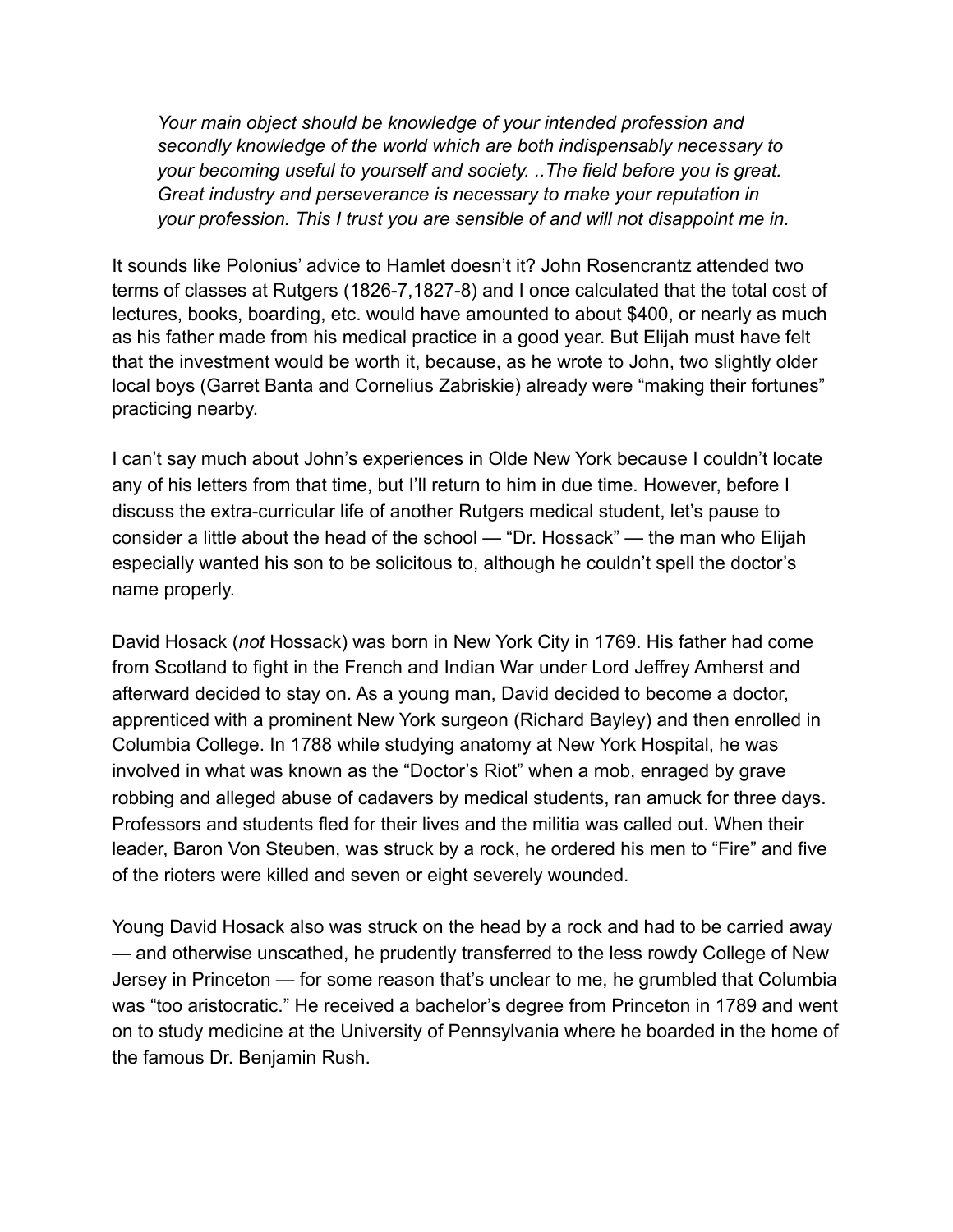> *Your main object should be knowledge of your intended profession and secondly knowledge of the world which are both indispensably necessary to your becoming useful to yourself and society. ..The field before you is great. Great industry and perseverance is necessary to make your reputation in your profession. This I trust you are sensible of and will not disappoint me in.*

It sounds like Polonius' advice to Hamlet doesn't it? John Rosencrantz attended two terms of classes at Rutgers (1826-7,1827-8) and I once calculated that the total cost of lectures, books, boarding, etc. would have amounted to about $400, or nearly as much as his father made from his medical practice in a good year. But Elijah must have felt that the investment would be worth it, because, as he wrote to John, two slightly older local boys (Garret Banta and Cornelius Zabriskie) already were "making their fortunes" practicing nearby.

I can't say much about John's experiences in Olde New York because I couldn't locate any of his letters from that time, but I'll return to him in due time. However, before I discuss the extra-curricular life of another Rutgers medical student, let's pause to consider a little about the head of the school — "Dr. Hossack" — the man who Elijah especially wanted his son to be solicitous to, although he couldn't spell the doctor's name properly.

David Hosack (*not* Hossack) was born in New York City in 1769. His father had come from Scotland to fight in the French and Indian War under Lord Jeffrey Amherst and afterward decided to stay on. As a young man, David decided to become a doctor, apprenticed with a prominent New York surgeon (Richard Bayley) and then enrolled in Columbia College. In 1788 while studying anatomy at New York Hospital, he was involved in what was known as the "Doctor's Riot" when a mob, enraged by grave robbing and alleged abuse of cadavers by medical students, ran amuck for three days. Professors and students fled for their lives and the militia was called out. When their leader, Baron Von Steuben, was struck by a rock, he ordered his men to "Fire" and five of the rioters were killed and seven or eight severely wounded.

Young David Hosack also was struck on the head by a rock and had to be carried away — and otherwise unscathed, he prudently transferred to the less rowdy College of New Jersey in Princeton — for some reason that's unclear to me, he grumbled that Columbia was "too aristocratic." He received a bachelor's degree from Princeton in 1789 and went on to study medicine at the University of Pennsylvania where he boarded in the home of the famous Dr. Benjamin Rush.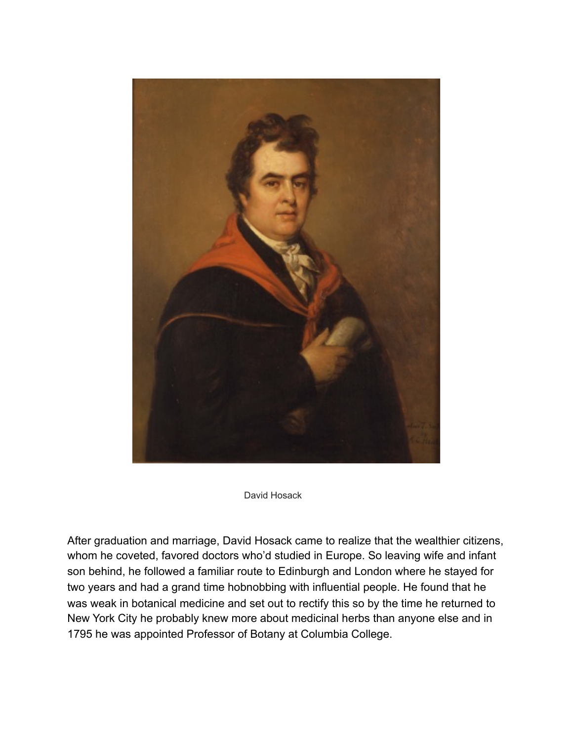David Hosack

After graduation and marriage, David Hosack came to realize that the wealthier citizens, whom he coveted, favored doctors who'd studied in Europe. So leaving wife and infant son behind, he followed a familiar route to Edinburgh and London where he stayed for two years and had a grand time hobnobbing with influential people. He found that he was weak in botanical medicine and set out to rectify this so by the time he returned to New York City he probably knew more about medicinal herbs than anyone else and in 1795 he was appointed Professor of Botany at Columbia College.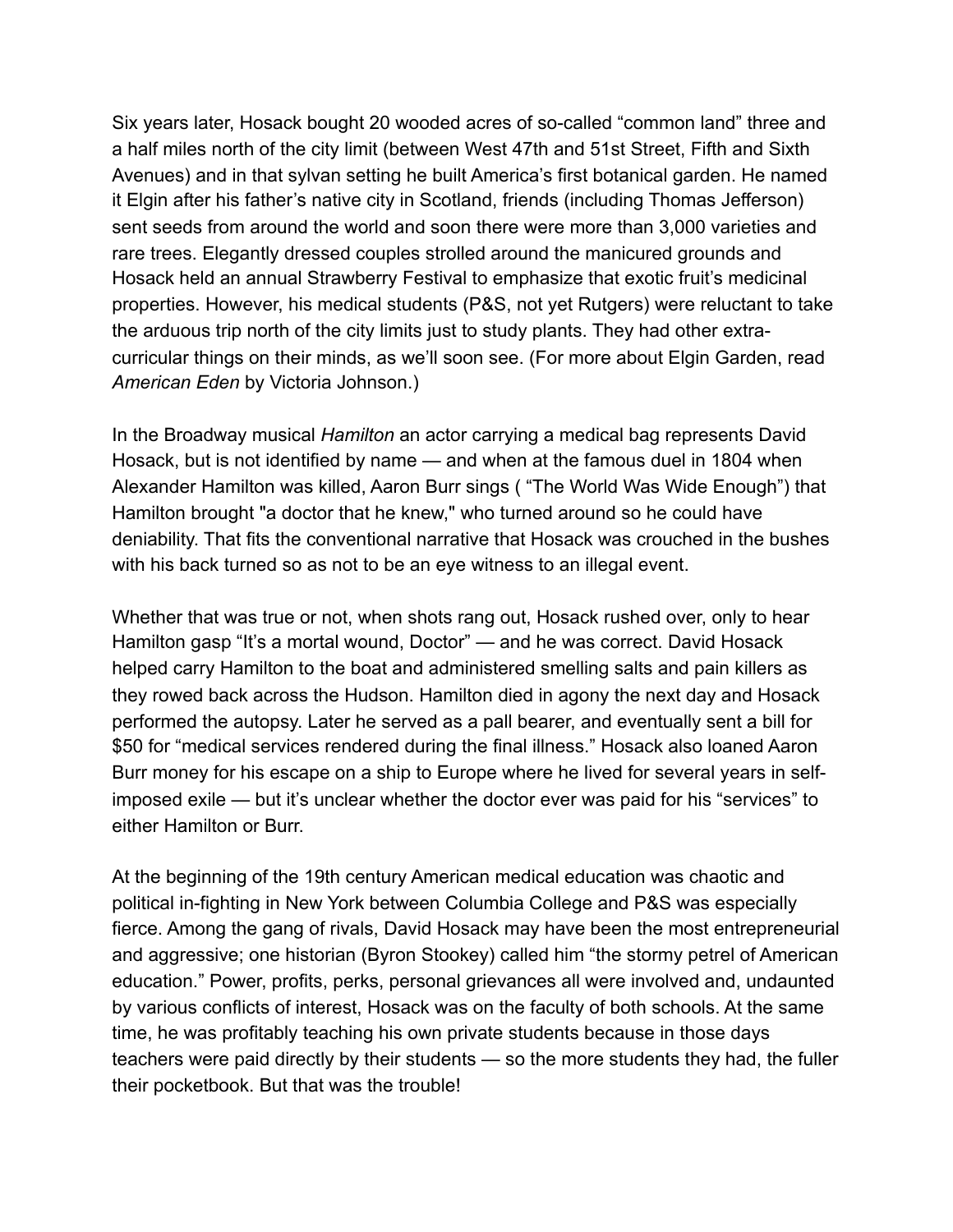Six years later, Hosack bought 20 wooded acres of so-called "common land" three and a half miles north of the city limit (between West 47th and 51st Street, Fifth and Sixth Avenues) and in that sylvan setting he built America's first botanical garden. He named it Elgin after his father's native city in Scotland, friends (including Thomas Jefferson) sent seeds from around the world and soon there were more than 3,000 varieties and rare trees. Elegantly dressed couples strolled around the manicured grounds and Hosack held an annual Strawberry Festival to emphasize that exotic fruit's medicinal properties. However, his medical students (P&S, not yet Rutgers) were reluctant to take the arduous trip north of the city limits just to study plants. They had other extra-curricular things on their minds, as we'll soon see. (For more about Elgin Garden, read *American Eden* by Victoria Johnson.)

In the Broadway musical *Hamilton* an actor carrying a medical bag represents David Hosack, but is not identified by name — and when at the famous duel in 1804 when Alexander Hamilton was killed, Aaron Burr sings ( "The World Was Wide Enough") that Hamilton brought "a doctor that he knew," who turned around so he could have deniability. That fits the conventional narrative that Hosack was crouched in the bushes with his back turned so as not to be an eye witness to an illegal event.

Whether that was true or not, when shots rang out, Hosack rushed over, only to hear Hamilton gasp "It's a mortal wound, Doctor" — and he was correct. David Hosack helped carry Hamilton to the boat and administered smelling salts and pain killers as they rowed back across the Hudson. Hamilton died in agony the next day and Hosack performed the autopsy. Later he served as a pall bearer, and eventually sent a bill for $50 for "medical services rendered during the final illness." Hosack also loaned Aaron Burr money for his escape on a ship to Europe where he lived for several years in self-imposed exile — but it's unclear whether the doctor ever was paid for his "services" to either Hamilton or Burr.

At the beginning of the 19th century American medical education was chaotic and political in-fighting in New York between Columbia College and P&S was especially fierce. Among the gang of rivals, David Hosack may have been the most entrepreneurial and aggressive; one historian (Byron Stookey) called him "the stormy petrel of American education." Power, profits, perks, personal grievances all were involved and, undaunted by various conflicts of interest, Hosack was on the faculty of both schools. At the same time, he was profitably teaching his own private students because in those days teachers were paid directly by their students — so the more students they had, the fuller their pocketbook. But that was the trouble!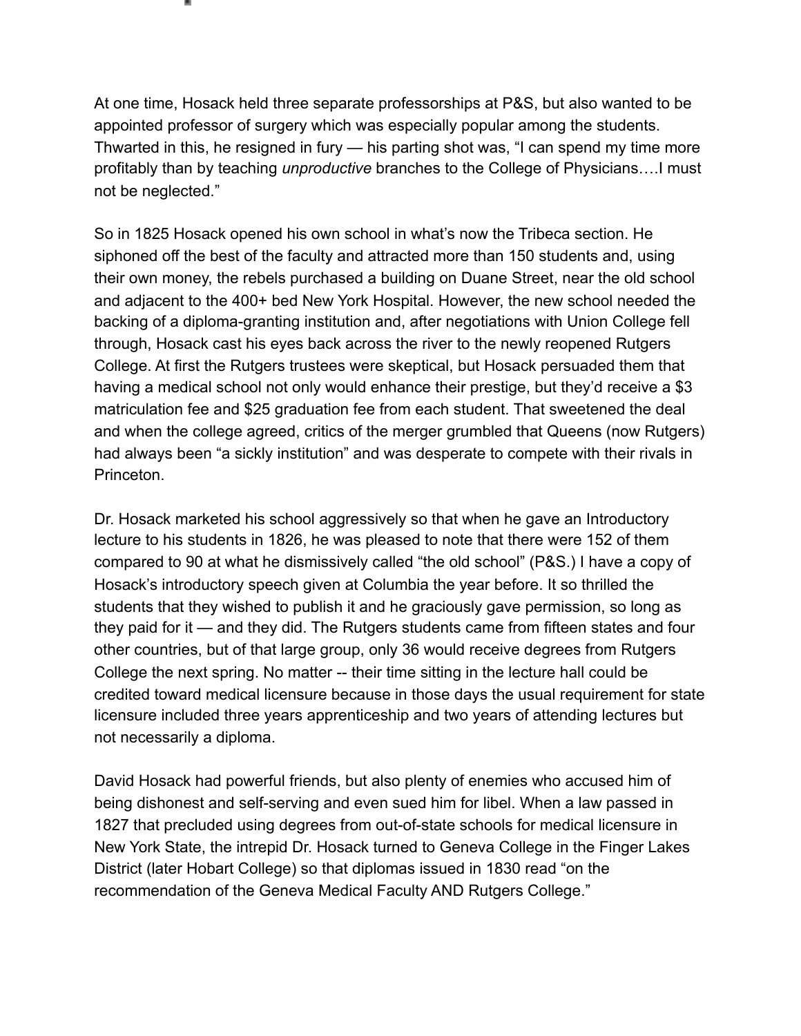At one time, Hosack held three separate professorships at P&S, but also wanted to be appointed professor of surgery which was especially popular among the students. Thwarted in this, he resigned in fury — his parting shot was, "I can spend my time more profitably than by teaching *unproductive* branches to the College of Physicians….I must not be neglected."

So in 1825 Hosack opened his own school in what's now the Tribeca section. He siphoned off the best of the faculty and attracted more than 150 students and, using their own money, the rebels purchased a building on Duane Street, near the old school and adjacent to the 400+ bed New York Hospital. However, the new school needed the backing of a diploma-granting institution and, after negotiations with Union College fell through, Hosack cast his eyes back across the river to the newly reopened Rutgers College. At first the Rutgers trustees were skeptical, but Hosack persuaded them that having a medical school not only would enhance their prestige, but they'd receive a $3 matriculation fee and $25 graduation fee from each student. That sweetened the deal and when the college agreed, critics of the merger grumbled that Queens (now Rutgers) had always been "a sickly institution" and was desperate to compete with their rivals in Princeton.

Dr. Hosack marketed his school aggressively so that when he gave an Introductory lecture to his students in 1826, he was pleased to note that there were 152 of them compared to 90 at what he dismissively called "the old school" (P&S.) I have a copy of Hosack's introductory speech given at Columbia the year before. It so thrilled the students that they wished to publish it and he graciously gave permission, so long as they paid for it — and they did. The Rutgers students came from fifteen states and four other countries, but of that large group, only 36 would receive degrees from Rutgers College the next spring. No matter -- their time sitting in the lecture hall could be credited toward medical licensure because in those days the usual requirement for state licensure included three years apprenticeship and two years of attending lectures but not necessarily a diploma.

David Hosack had powerful friends, but also plenty of enemies who accused him of being dishonest and self-serving and even sued him for libel. When a law passed in 1827 that precluded using degrees from out-of-state schools for medical licensure in New York State, the intrepid Dr. Hosack turned to Geneva College in the Finger Lakes District (later Hobart College) so that diplomas issued in 1830 read "on the recommendation of the Geneva Medical Faculty AND Rutgers College."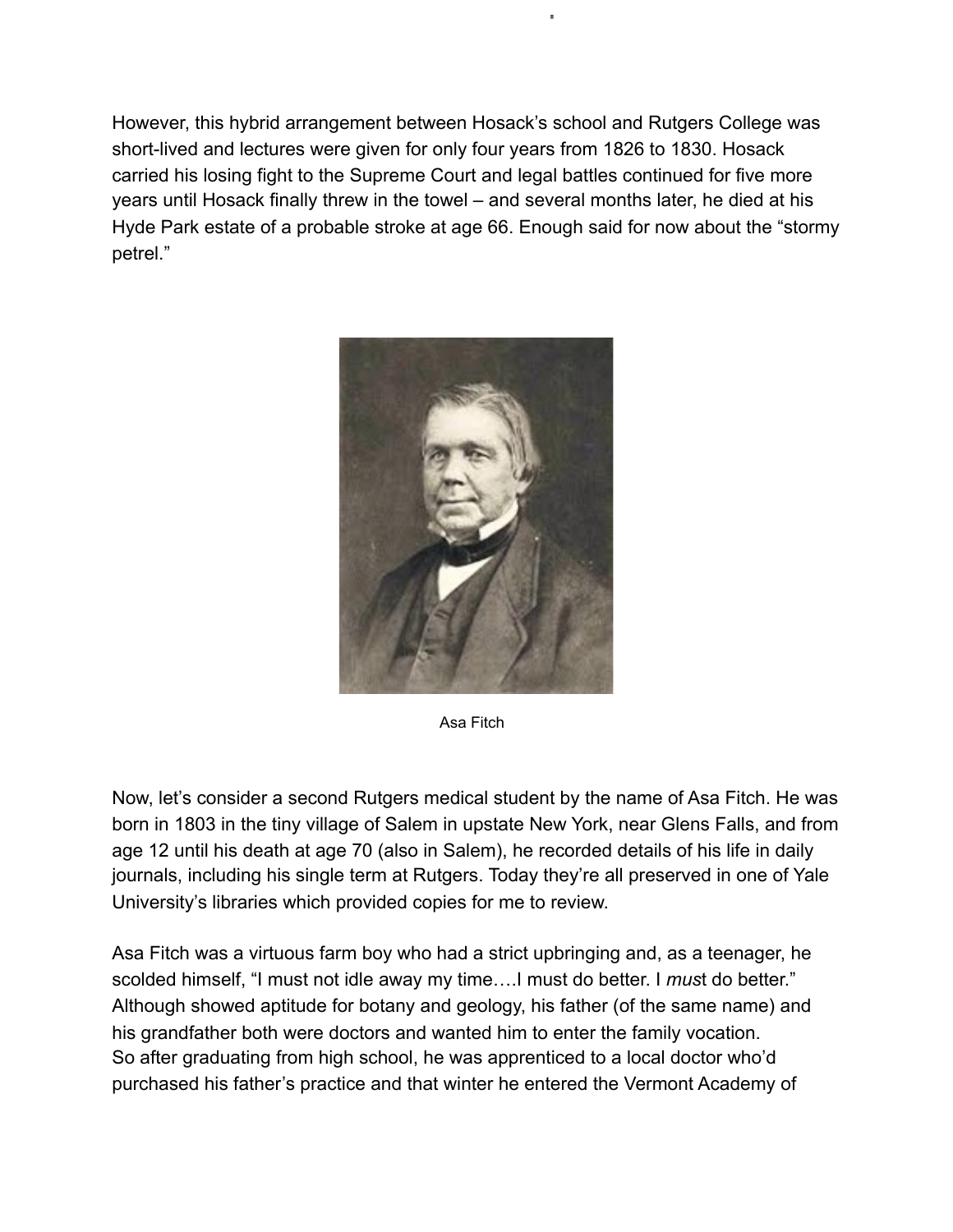However, this hybrid arrangement between Hosack's school and Rutgers College was short-lived and lectures were given for only four years from 1826 to 1830. Hosack carried his losing fight to the Supreme Court and legal battles continued for five more years until Hosack finally threw in the towel – and several months later, he died at his Hyde Park estate of a probable stroke at age 66. Enough said for now about the "stormy petrel."

Asa Fitch

Now, let's consider a second Rutgers medical student by the name of Asa Fitch. He was born in 1803 in the tiny village of Salem in upstate New York, near Glens Falls, and from age 12 until his death at age 70 (also in Salem), he recorded details of his life in daily journals, including his single term at Rutgers. Today they're all preserved in one of Yale University's libraries which provided copies for me to review.

Asa Fitch was a virtuous farm boy who had a strict upbringing and, as a teenager, he scolded himself, "I must not idle away my time….I must do better. I *mus*t do better." Although showed aptitude for botany and geology, his father (of the same name) and his grandfather both were doctors and wanted him to enter the family vocation. So after graduating from high school, he was apprenticed to a local doctor who'd purchased his father's practice and that winter he entered the Vermont Academy of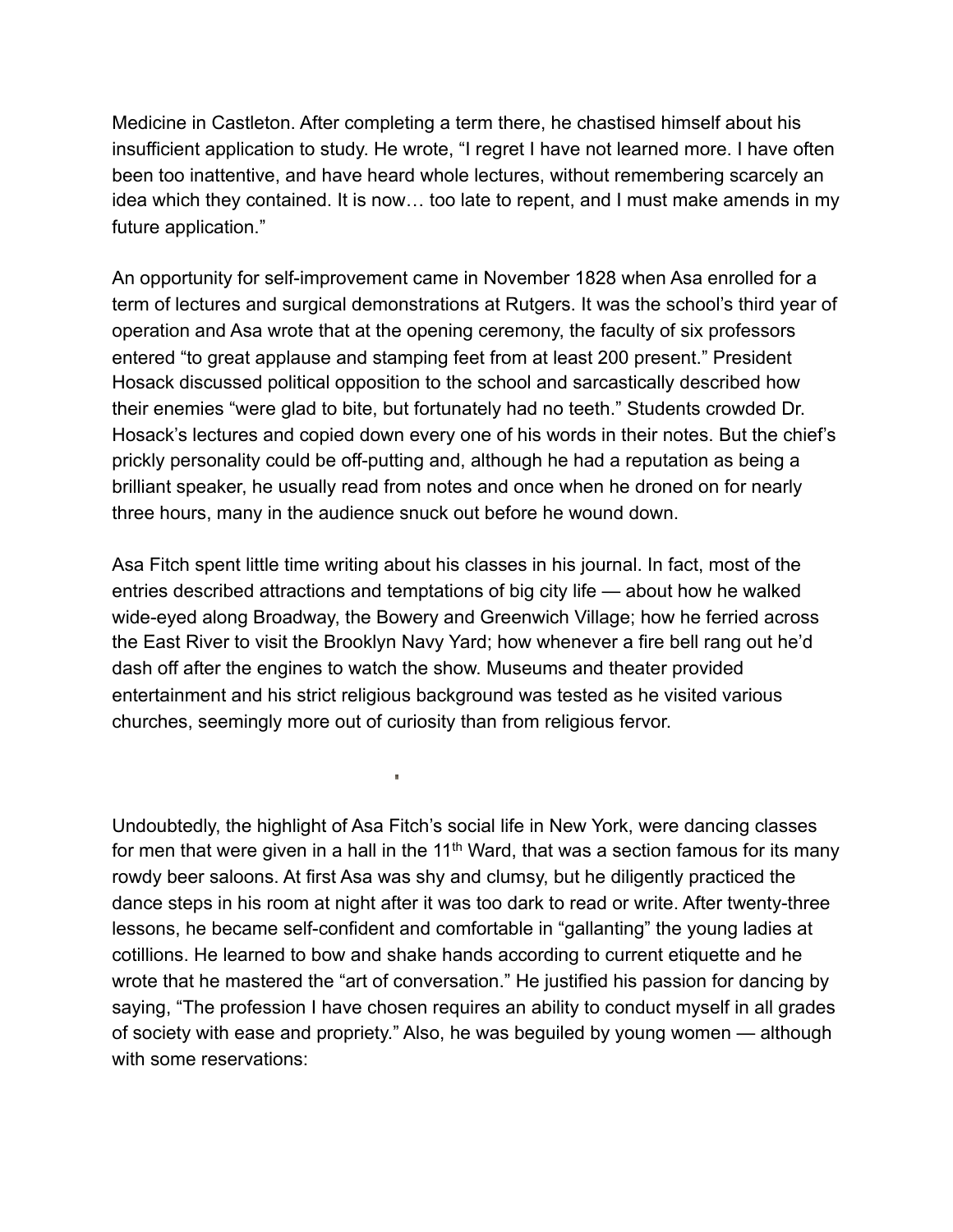Medicine in Castleton. After completing a term there, he chastised himself about his insufficient application to study. He wrote, "I regret I have not learned more. I have often been too inattentive, and have heard whole lectures, without remembering scarcely an idea which they contained. It is now… too late to repent, and I must make amends in my future application."

An opportunity for self-improvement came in November 1828 when Asa enrolled for a term of lectures and surgical demonstrations at Rutgers. It was the school's third year of operation and Asa wrote that at the opening ceremony, the faculty of six professors entered "to great applause and stamping feet from at least 200 present." President Hosack discussed political opposition to the school and sarcastically described how their enemies "were glad to bite, but fortunately had no teeth." Students crowded Dr. Hosack's lectures and copied down every one of his words in their notes. But the chief's prickly personality could be off-putting and, although he had a reputation as being a brilliant speaker, he usually read from notes and once when he droned on for nearly three hours, many in the audience snuck out before he wound down.

Asa Fitch spent little time writing about his classes in his journal. In fact, most of the entries described attractions and temptations of big city life — about how he walked wide-eyed along Broadway, the Bowery and Greenwich Village; how he ferried across the East River to visit the Brooklyn Navy Yard; how whenever a fire bell rang out he'd dash off after the engines to watch the show. Museums and theater provided entertainment and his strict religious background was tested as he visited various churches, seemingly more out of curiosity than from religious fervor.

Undoubtedly, the highlight of Asa Fitch's social life in New York, were dancing classes for men that were given in a hall in the 11th Ward, that was a section famous for its many rowdy beer saloons. At first Asa was shy and clumsy, but he diligently practiced the dance steps in his room at night after it was too dark to read or write. After twenty-three lessons, he became self-confident and comfortable in "gallanting" the young ladies at cotillions. He learned to bow and shake hands according to current etiquette and he wrote that he mastered the "art of conversation." He justified his passion for dancing by saying, "The profession I have chosen requires an ability to conduct myself in all grades of society with ease and propriety." Also, he was beguiled by young women — although with some reservations: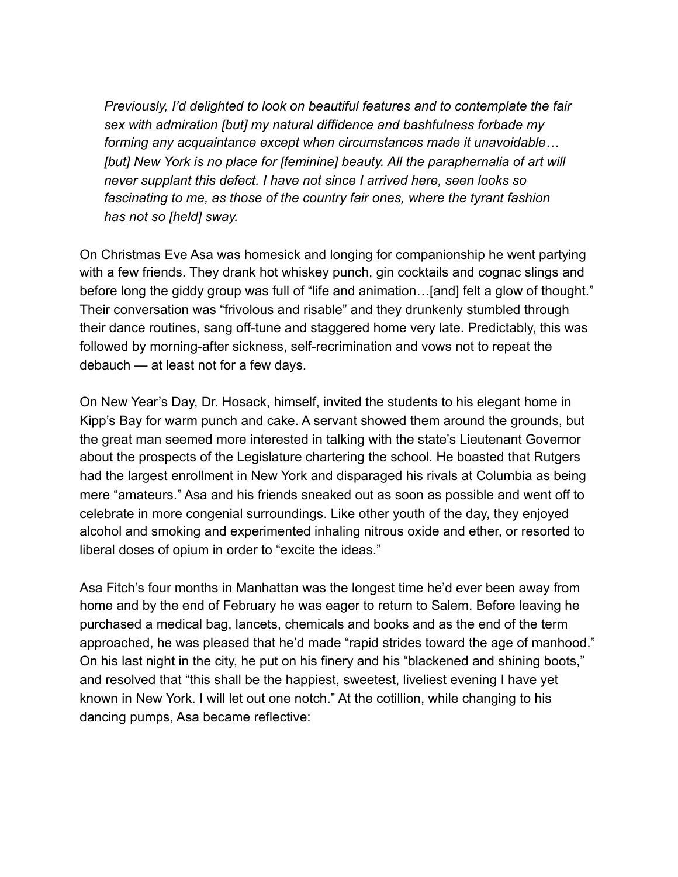> *Previously, I'd delighted to look on beautiful features and to contemplate the fair sex with admiration [but] my natural diffidence and bashfulness forbade my forming any acquaintance except when circumstances made it unavoidable… [but] New York is no place for [feminine] beauty. All the paraphernalia of art will never supplant this defect. I have not since I arrived here, seen looks so fascinating to me, as those of the country fair ones, where the tyrant fashion has not so [held] sway.*

On Christmas Eve Asa was homesick and longing for companionship he went partying with a few friends. They drank hot whiskey punch, gin cocktails and cognac slings and before long the giddy group was full of "life and animation…[and] felt a glow of thought." Their conversation was "frivolous and risable" and they drunkenly stumbled through their dance routines, sang off-tune and staggered home very late. Predictably, this was followed by morning-after sickness, self-recrimination and vows not to repeat the debauch — at least not for a few days.

On New Year's Day, Dr. Hosack, himself, invited the students to his elegant home in Kipp's Bay for warm punch and cake. A servant showed them around the grounds, but the great man seemed more interested in talking with the state's Lieutenant Governor about the prospects of the Legislature chartering the school. He boasted that Rutgers had the largest enrollment in New York and disparaged his rivals at Columbia as being mere "amateurs." Asa and his friends sneaked out as soon as possible and went off to celebrate in more congenial surroundings. Like other youth of the day, they enjoyed alcohol and smoking and experimented inhaling nitrous oxide and ether, or resorted to liberal doses of opium in order to "excite the ideas."

Asa Fitch's four months in Manhattan was the longest time he'd ever been away from home and by the end of February he was eager to return to Salem. Before leaving he purchased a medical bag, lancets, chemicals and books and as the end of the term approached, he was pleased that he'd made "rapid strides toward the age of manhood." On his last night in the city, he put on his finery and his "blackened and shining boots," and resolved that "this shall be the happiest, sweetest, liveliest evening I have yet known in New York. I will let out one notch." At the cotillion, while changing to his dancing pumps, Asa became reflective: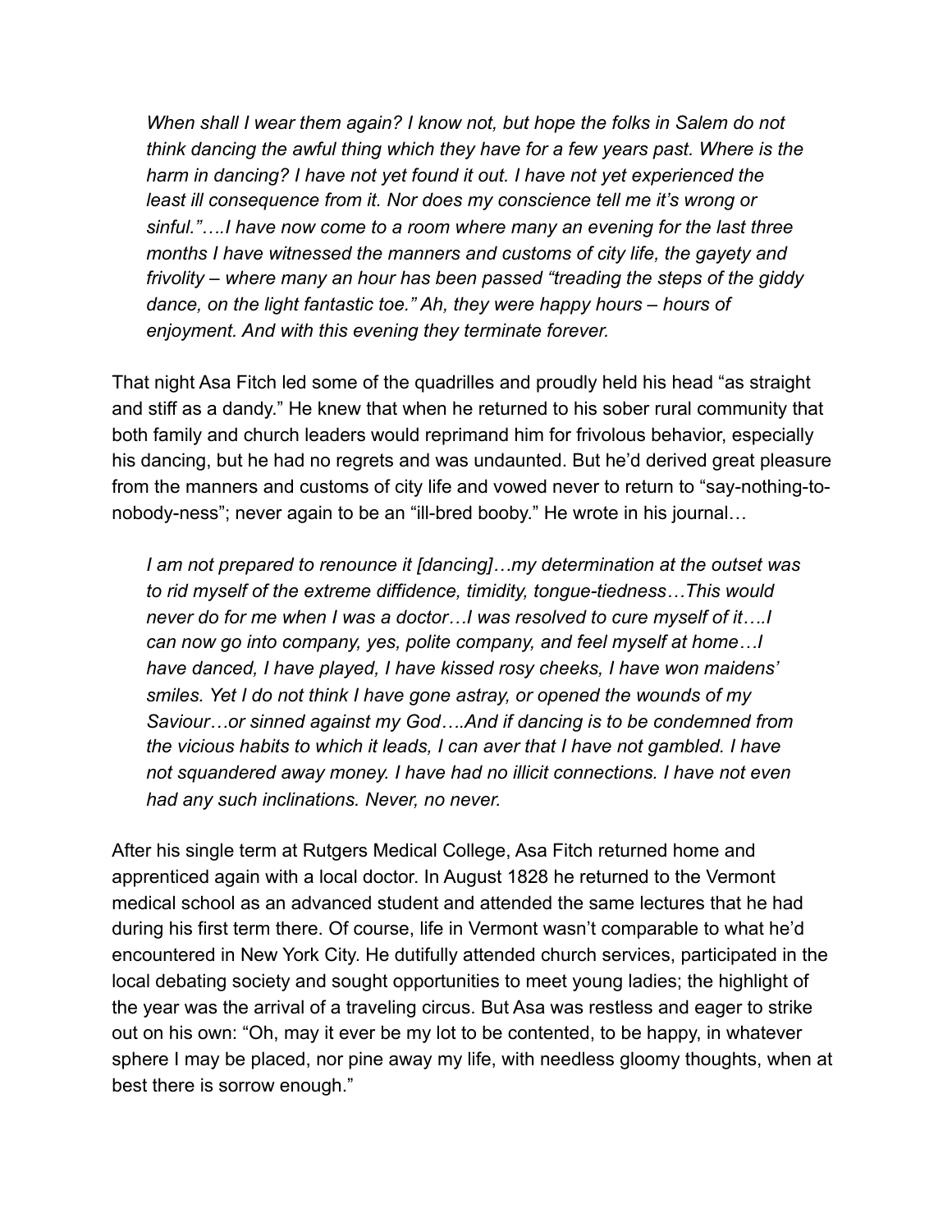*When shall I wear them again? I know not, but hope the folks in Salem do not think dancing the awful thing which they have for a few years past. Where is the harm in dancing? I have not yet found it out. I have not yet experienced the least ill consequence from it. Nor does my conscience tell me it's wrong or sinful."….I have now come to a room where many an evening for the last three months I have witnessed the manners and customs of city life, the gayety and frivolity – where many an hour has been passed "treading the steps of the giddy dance, on the light fantastic toe." Ah, they were happy hours – hours of enjoyment. And with this evening they terminate forever.*

That night Asa Fitch led some of the quadrilles and proudly held his head "as straight and stiff as a dandy." He knew that when he returned to his sober rural community that both family and church leaders would reprimand him for frivolous behavior, especially his dancing, but he had no regrets and was undaunted. But he'd derived great pleasure from the manners and customs of city life and vowed never to return to "say-nothing-to-nobody-ness"; never again to be an "ill-bred booby." He wrote in his journal…

*I am not prepared to renounce it [dancing]…my determination at the outset was to rid myself of the extreme diffidence, timidity, tongue-tiedness…This would never do for me when I was a doctor…I was resolved to cure myself of it….I can now go into company, yes, polite company, and feel myself at home…I have danced, I have played, I have kissed rosy cheeks, I have won maidens' smiles. Yet I do not think I have gone astray, or opened the wounds of my Saviour…or sinned against my God….And if dancing is to be condemned from the vicious habits to which it leads, I can aver that I have not gambled. I have not squandered away money. I have had no illicit connections. I have not even had any such inclinations. Never, no never.*

After his single term at Rutgers Medical College, Asa Fitch returned home and apprenticed again with a local doctor. In August 1828 he returned to the Vermont medical school as an advanced student and attended the same lectures that he had during his first term there. Of course, life in Vermont wasn't comparable to what he'd encountered in New York City. He dutifully attended church services, participated in the local debating society and sought opportunities to meet young ladies; the highlight of the year was the arrival of a traveling circus. But Asa was restless and eager to strike out on his own: "Oh, may it ever be my lot to be contented, to be happy, in whatever sphere I may be placed, nor pine away my life, with needless gloomy thoughts, when at best there is sorrow enough."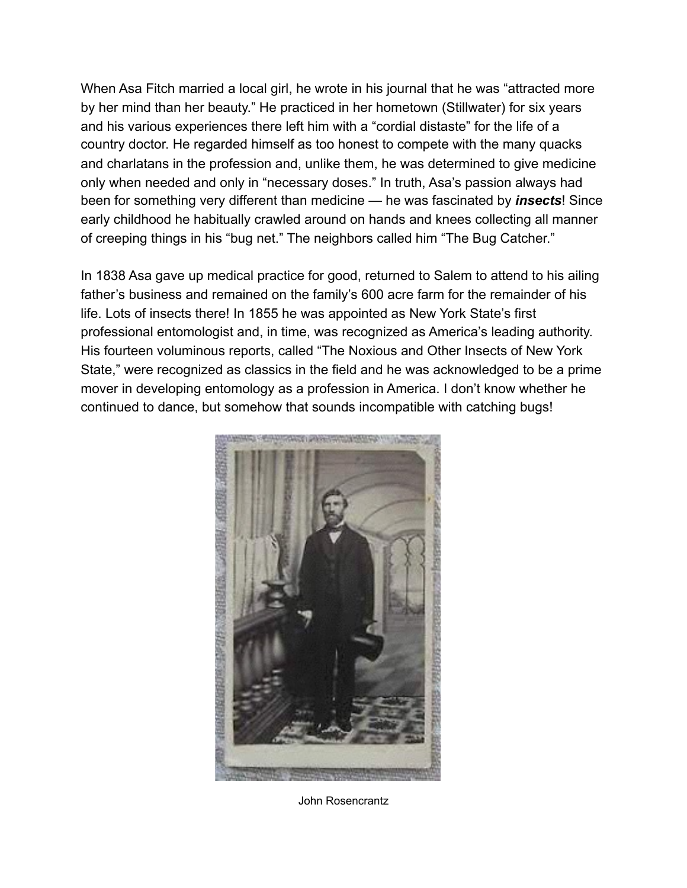When Asa Fitch married a local girl, he wrote in his journal that he was "attracted more by her mind than her beauty." He practiced in her hometown (Stillwater) for six years and his various experiences there left him with a "cordial distaste" for the life of a country doctor. He regarded himself as too honest to compete with the many quacks and charlatans in the profession and, unlike them, he was determined to give medicine only when needed and only in "necessary doses." In truth, Asa's passion always had been for something very different than medicine — he was fascinated by ***insects***! Since early childhood he habitually crawled around on hands and knees collecting all manner of creeping things in his "bug net." The neighbors called him "The Bug Catcher."

In 1838 Asa gave up medical practice for good, returned to Salem to attend to his ailing father's business and remained on the family's 600 acre farm for the remainder of his life. Lots of insects there! In 1855 he was appointed as New York State's first professional entomologist and, in time, was recognized as America's leading authority. His fourteen voluminous reports, called "The Noxious and Other Insects of New York State," were recognized as classics in the field and he was acknowledged to be a prime mover in developing entomology as a profession in America. I don't know whether he continued to dance, but somehow that sounds incompatible with catching bugs!

John Rosencrantz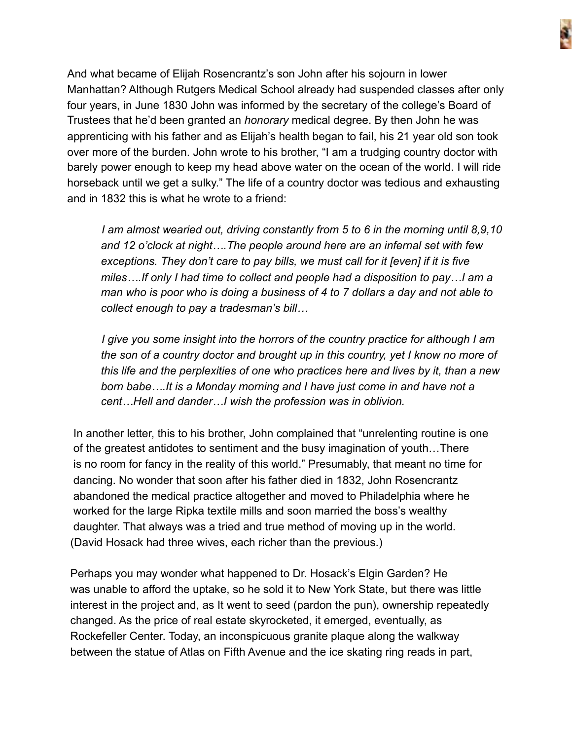And what became of Elijah Rosencrantz's son John after his sojourn in lower Manhattan? Although Rutgers Medical School already had suspended classes after only four years, in June 1830 John was informed by the secretary of the college's Board of Trustees that he'd been granted an *honorary* medical degree. By then John he was apprenticing with his father and as Elijah's health began to fail, his 21 year old son took over more of the burden. John wrote to his brother, "I am a trudging country doctor with barely power enough to keep my head above water on the ocean of the world. I will ride horseback until we get a sulky." The life of a country doctor was tedious and exhausting and in 1832 this is what he wrote to a friend:

> *I am almost wearied out, driving constantly from 5 to 6 in the morning until 8,9,10 and 12 o'clock at night….The people around here are an infernal set with few exceptions. They don't care to pay bills, we must call for it [even] if it is five miles….If only I had time to collect and people had a disposition to pay…I am a man who is poor who is doing a business of 4 to 7 dollars a day and not able to collect enough to pay a tradesman's bill…*
>
> *I give you some insight into the horrors of the country practice for although I am the son of a country doctor and brought up in this country, yet I know no more of this life and the perplexities of one who practices here and lives by it, than a new born babe….It is a Monday morning and I have just come in and have not a cent…Hell and dander…I wish the profession was in oblivion.*

In another letter, this to his brother, John complained that "unrelenting routine is one of the greatest antidotes to sentiment and the busy imagination of youth…There is no room for fancy in the reality of this world." Presumably, that meant no time for dancing. No wonder that soon after his father died in 1832, John Rosencrantz abandoned the medical practice altogether and moved to Philadelphia where he worked for the large Ripka textile mills and soon married the boss's wealthy daughter. That always was a tried and true method of moving up in the world. (David Hosack had three wives, each richer than the previous.)

Perhaps you may wonder what happened to Dr. Hosack's Elgin Garden? He was unable to afford the uptake, so he sold it to New York State, but there was little interest in the project and, as It went to seed (pardon the pun), ownership repeatedly changed. As the price of real estate skyrocketed, it emerged, eventually, as Rockefeller Center. Today, an inconspicuous granite plaque along the walkway between the statue of Atlas on Fifth Avenue and the ice skating ring reads in part,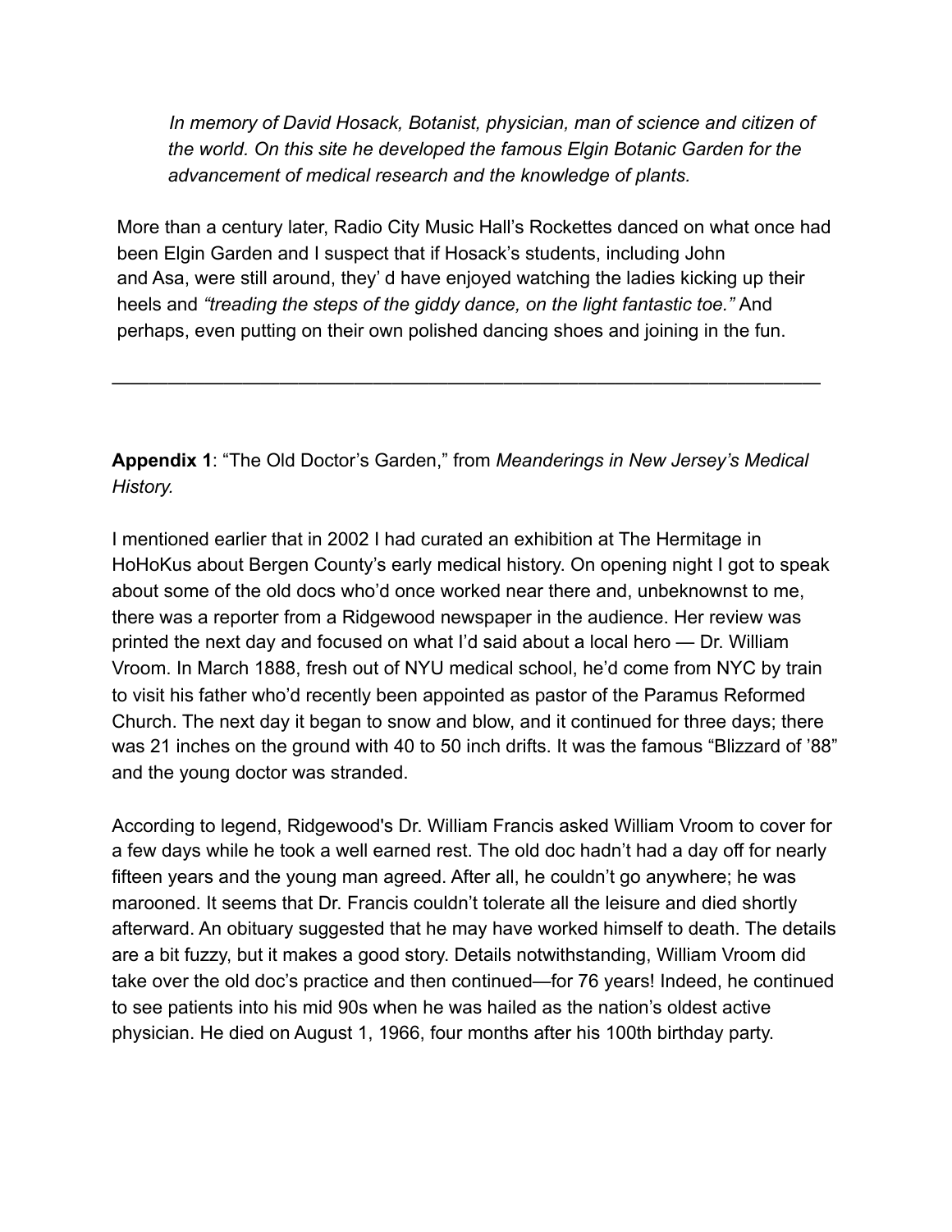> *In memory of David Hosack, Botanist, physician, man of science and citizen of the world. On this site he developed the famous Elgin Botanic Garden for the advancement of medical research and the knowledge of plants.*

More than a century later, Radio City Music Hall's Rockettes danced on what once had been Elgin Garden and I suspect that if Hosack's students, including John and Asa, were still around, they' d have enjoyed watching the ladies kicking up their heels and *"treading the steps of the giddy dance, on the light fantastic toe."* And perhaps, even putting on their own polished dancing shoes and joining in the fun.

---

**Appendix 1**: "The Old Doctor's Garden," from *Meanderings in New Jersey's Medical History.*

I mentioned earlier that in 2002 I had curated an exhibition at The Hermitage in HoHoKus about Bergen County's early medical history. On opening night I got to speak about some of the old docs who'd once worked near there and, unbeknownst to me, there was a reporter from a Ridgewood newspaper in the audience. Her review was printed the next day and focused on what I'd said about a local hero — Dr. William Vroom. In March 1888, fresh out of NYU medical school, he'd come from NYC by train to visit his father who'd recently been appointed as pastor of the Paramus Reformed Church. The next day it began to snow and blow, and it continued for three days; there was 21 inches on the ground with 40 to 50 inch drifts. It was the famous "Blizzard of '88" and the young doctor was stranded.

According to legend, Ridgewood's Dr. William Francis asked William Vroom to cover for a few days while he took a well earned rest. The old doc hadn't had a day off for nearly fifteen years and the young man agreed. After all, he couldn't go anywhere; he was marooned. It seems that Dr. Francis couldn't tolerate all the leisure and died shortly afterward. An obituary suggested that he may have worked himself to death. The details are a bit fuzzy, but it makes a good story. Details notwithstanding, William Vroom did take over the old doc's practice and then continued—for 76 years! Indeed, he continued to see patients into his mid 90s when he was hailed as the nation's oldest active physician. He died on August 1, 1966, four months after his 100th birthday party.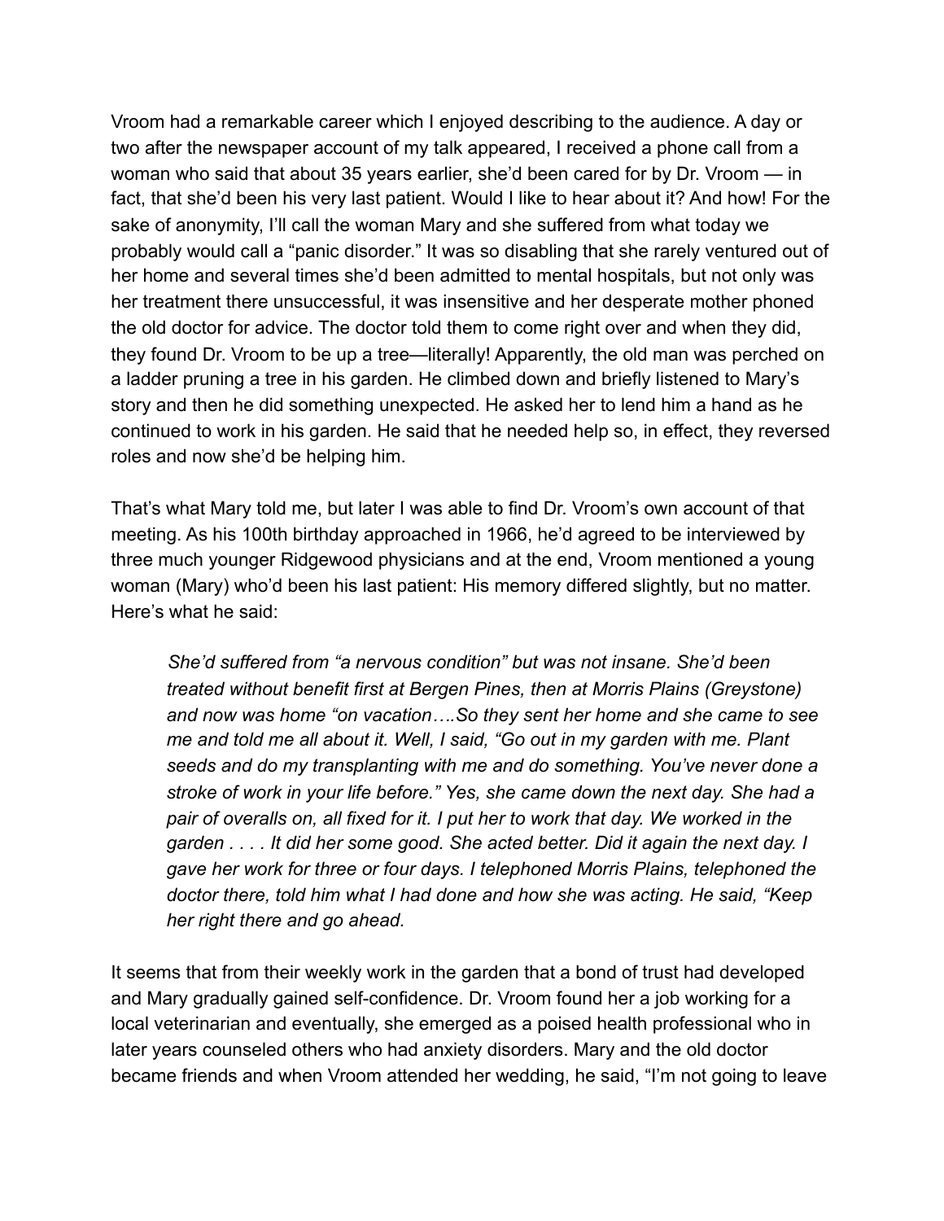Vroom had a remarkable career which I enjoyed describing to the audience. A day or two after the newspaper account of my talk appeared, I received a phone call from a woman who said that about 35 years earlier, she'd been cared for by Dr. Vroom — in fact, that she'd been his very last patient. Would I like to hear about it? And how! For the sake of anonymity, I'll call the woman Mary and she suffered from what today we probably would call a "panic disorder." It was so disabling that she rarely ventured out of her home and several times she'd been admitted to mental hospitals, but not only was her treatment there unsuccessful, it was insensitive and her desperate mother phoned the old doctor for advice. The doctor told them to come right over and when they did, they found Dr. Vroom to be up a tree—literally! Apparently, the old man was perched on a ladder pruning a tree in his garden. He climbed down and briefly listened to Mary's story and then he did something unexpected. He asked her to lend him a hand as he continued to work in his garden. He said that he needed help so, in effect, they reversed roles and now she'd be helping him.

That's what Mary told me, but later I was able to find Dr. Vroom's own account of that meeting. As his 100th birthday approached in 1966, he'd agreed to be interviewed by three much younger Ridgewood physicians and at the end, Vroom mentioned a young woman (Mary) who'd been his last patient: His memory differed slightly, but no matter. Here's what he said:

> *She'd suffered from "a nervous condition" but was not insane. She'd been treated without benefit first at Bergen Pines, then at Morris Plains (Greystone) and now was home "on vacation….So they sent her home and she came to see me and told me all about it. Well, I said, "Go out in my garden with me. Plant seeds and do my transplanting with me and do something. You've never done a stroke of work in your life before." Yes, she came down the next day. She had a pair of overalls on, all fixed for it. I put her to work that day. We worked in the garden . . . . It did her some good. She acted better. Did it again the next day. I gave her work for three or four days. I telephoned Morris Plains, telephoned the doctor there, told him what I had done and how she was acting. He said, "Keep her right there and go ahead.*

It seems that from their weekly work in the garden that a bond of trust had developed and Mary gradually gained self-confidence. Dr. Vroom found her a job working for a local veterinarian and eventually, she emerged as a poised health professional who in later years counseled others who had anxiety disorders. Mary and the old doctor became friends and when Vroom attended her wedding, he said, "I'm not going to leave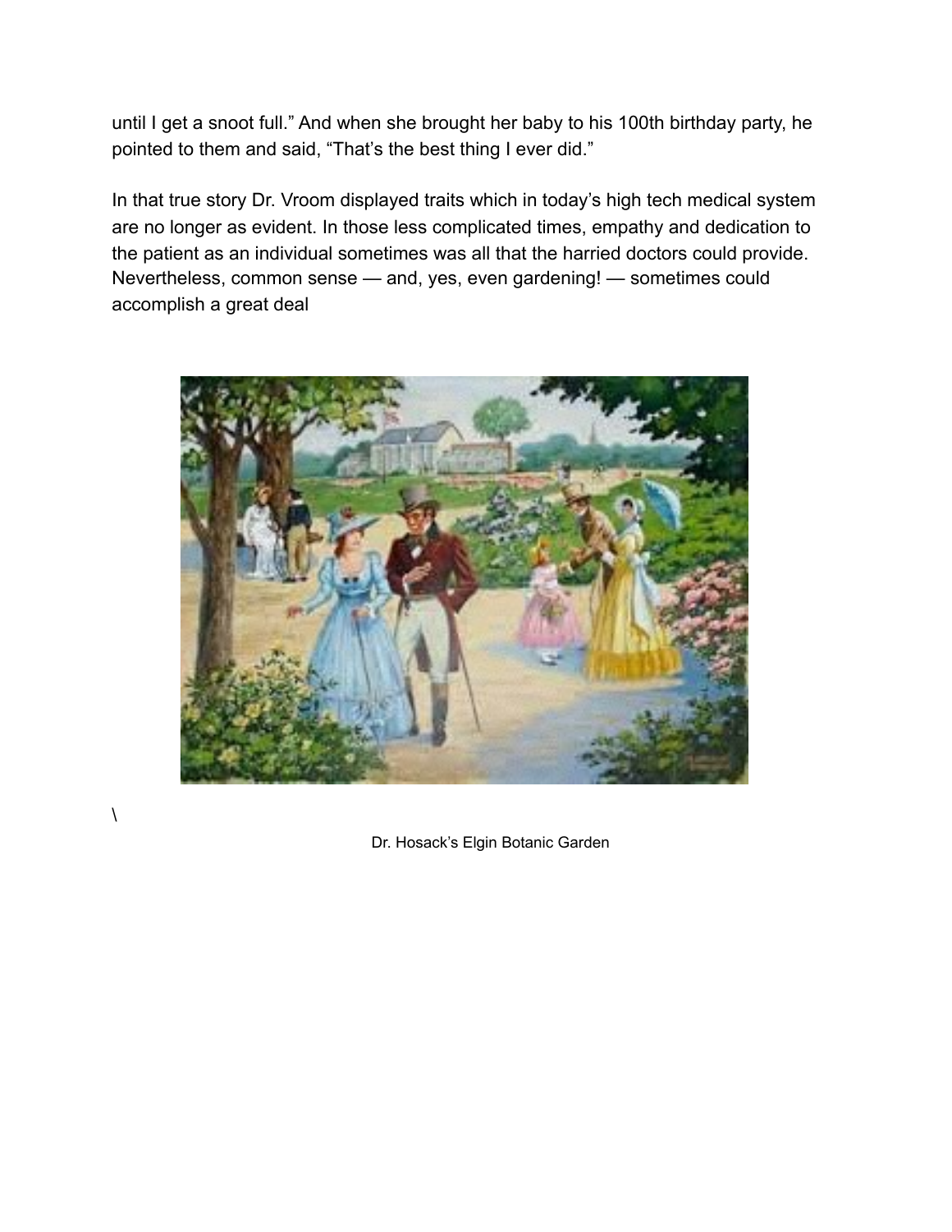until I get a snoot full." And when she brought her baby to his 100th birthday party, he pointed to them and said, "That's the best thing I ever did."

In that true story Dr. Vroom displayed traits which in today's high tech medical system are no longer as evident. In those less complicated times, empathy and dedication to the patient as an individual sometimes was all that the harried doctors could provide. Nevertheless, common sense — and, yes, even gardening! — sometimes could accomplish a great deal

\

Dr. Hosack's Elgin Botanic Garden